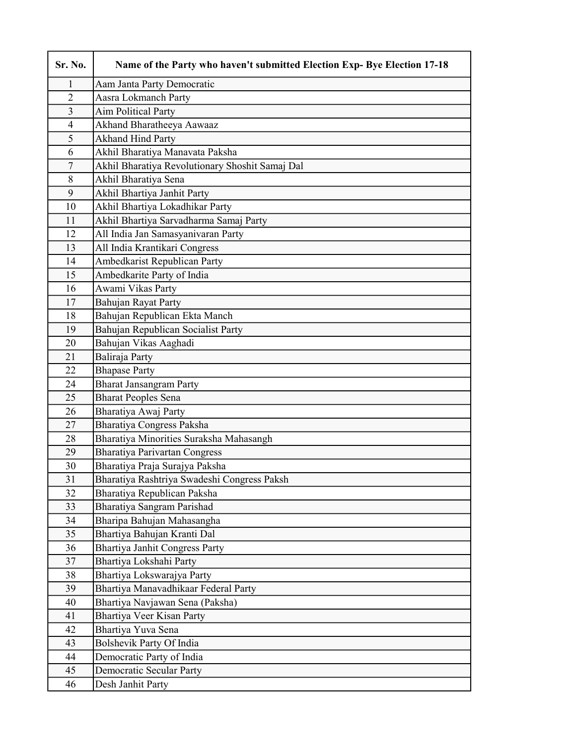| Sr. No. | Name of the Party who haven't submitted Election Exp- Bye Election 17-18 |
|---|---|
| 1 | Aam Janta Party Democratic |
| 2 | Aasra Lokmanch Party |
| 3 | Aim Political Party |
| 4 | Akhand Bharatheeya Aawaaz |
| 5 | Akhand Hind Party |
| 6 | Akhil Bharatiya Manavata Paksha |
| 7 | Akhil Bharatiya Revolutionary Shoshit Samaj Dal |
| 8 | Akhil Bharatiya Sena |
| 9 | Akhil Bhartiya Janhit Party |
| 10 | Akhil Bhartiya Lokadhikar Party |
| 11 | Akhil Bhartiya Sarvadharma Samaj Party |
| 12 | All India Jan Samasyanivaran Party |
| 13 | All India Krantikari Congress |
| 14 | Ambedkarist Republican Party |
| 15 | Ambedkarite Party of India |
| 16 | Awami Vikas Party |
| 17 | Bahujan Rayat Party |
| 18 | Bahujan Republican Ekta Manch |
| 19 | Bahujan Republican Socialist Party |
| 20 | Bahujan Vikas Aaghadi |
| 21 | Baliraja Party |
| 22 | Bhapase Party |
| 24 | Bharat Jansangram Party |
| 25 | Bharat Peoples Sena |
| 26 | Bharatiya Awaj Party |
| 27 | Bharatiya Congress Paksha |
| 28 | Bharatiya Minorities Suraksha Mahasangh |
| 29 | Bharatiya Parivartan Congress |
| 30 | Bharatiya Praja Surajya Paksha |
| 31 | Bharatiya Rashtriya Swadeshi Congress Paksh |
| 32 | Bharatiya Republican Paksha |
| 33 | Bharatiya Sangram Parishad |
| 34 | Bharipa Bahujan Mahasangha |
| 35 | Bhartiya Bahujan Kranti Dal |
| 36 | Bhartiya Janhit Congress Party |
| 37 | Bhartiya Lokshahi Party |
| 38 | Bhartiya Lokswarajya Party |
| 39 | Bhartiya Manavadhikaar Federal Party |
| 40 | Bhartiya Navjawan Sena (Paksha) |
| 41 | Bhartiya Veer Kisan Party |
| 42 | Bhartiya Yuva Sena |
| 43 | Bolshevik Party Of India |
| 44 | Democratic Party of India |
| 45 | Democratic Secular Party |
| 46 | Desh Janhit Party |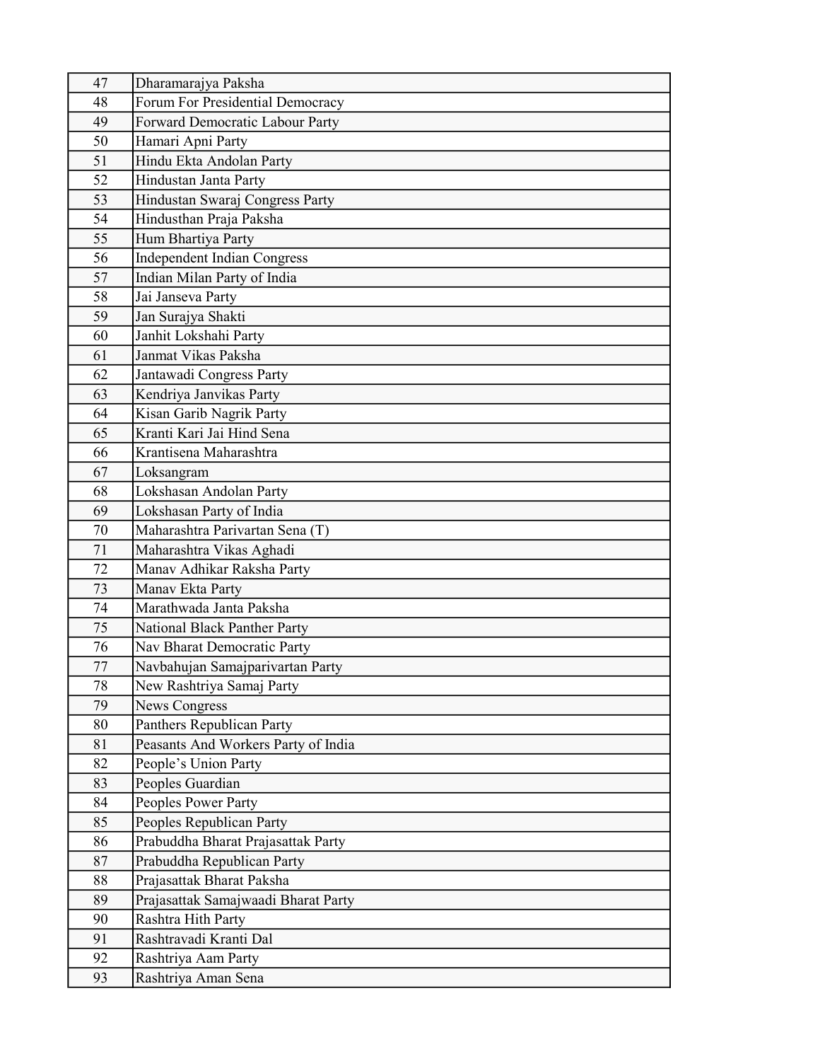| | |
|---|---|
| 47 | Dharamarajya Paksha |
| 48 | Forum For Presidential Democracy |
| 49 | Forward Democratic Labour Party |
| 50 | Hamari Apni Party |
| 51 | Hindu Ekta Andolan Party |
| 52 | Hindustan Janta Party |
| 53 | Hindustan Swaraj Congress Party |
| 54 | Hindusthan Praja Paksha |
| 55 | Hum Bhartiya Party |
| 56 | Independent Indian Congress |
| 57 | Indian Milan Party of India |
| 58 | Jai Janseva Party |
| 59 | Jan Surajya Shakti |
| 60 | Janhit Lokshahi Party |
| 61 | Janmat Vikas Paksha |
| 62 | Jantawadi Congress Party |
| 63 | Kendriya Janvikas Party |
| 64 | Kisan Garib Nagrik Party |
| 65 | Kranti Kari Jai Hind Sena |
| 66 | Krantisena Maharashtra |
| 67 | Loksangram |
| 68 | Lokshasan Andolan Party |
| 69 | Lokshasan Party of India |
| 70 | Maharashtra Parivartan Sena (T) |
| 71 | Maharashtra Vikas Aghadi |
| 72 | Manav Adhikar Raksha Party |
| 73 | Manav Ekta Party |
| 74 | Marathwada Janta Paksha |
| 75 | National Black Panther Party |
| 76 | Nav Bharat Democratic Party |
| 77 | Navbahujan Samajparivartan Party |
| 78 | New Rashtriya Samaj Party |
| 79 | News Congress |
| 80 | Panthers Republican Party |
| 81 | Peasants And Workers Party of India |
| 82 | People's Union Party |
| 83 | Peoples Guardian |
| 84 | Peoples Power Party |
| 85 | Peoples Republican Party |
| 86 | Prabuddha Bharat Prajasattak Party |
| 87 | Prabuddha Republican Party |
| 88 | Prajasattak Bharat Paksha |
| 89 | Prajasattak Samajwaadi Bharat Party |
| 90 | Rashtra Hith Party |
| 91 | Rashtravadi Kranti Dal |
| 92 | Rashtriya Aam Party |
| 93 | Rashtriya Aman Sena |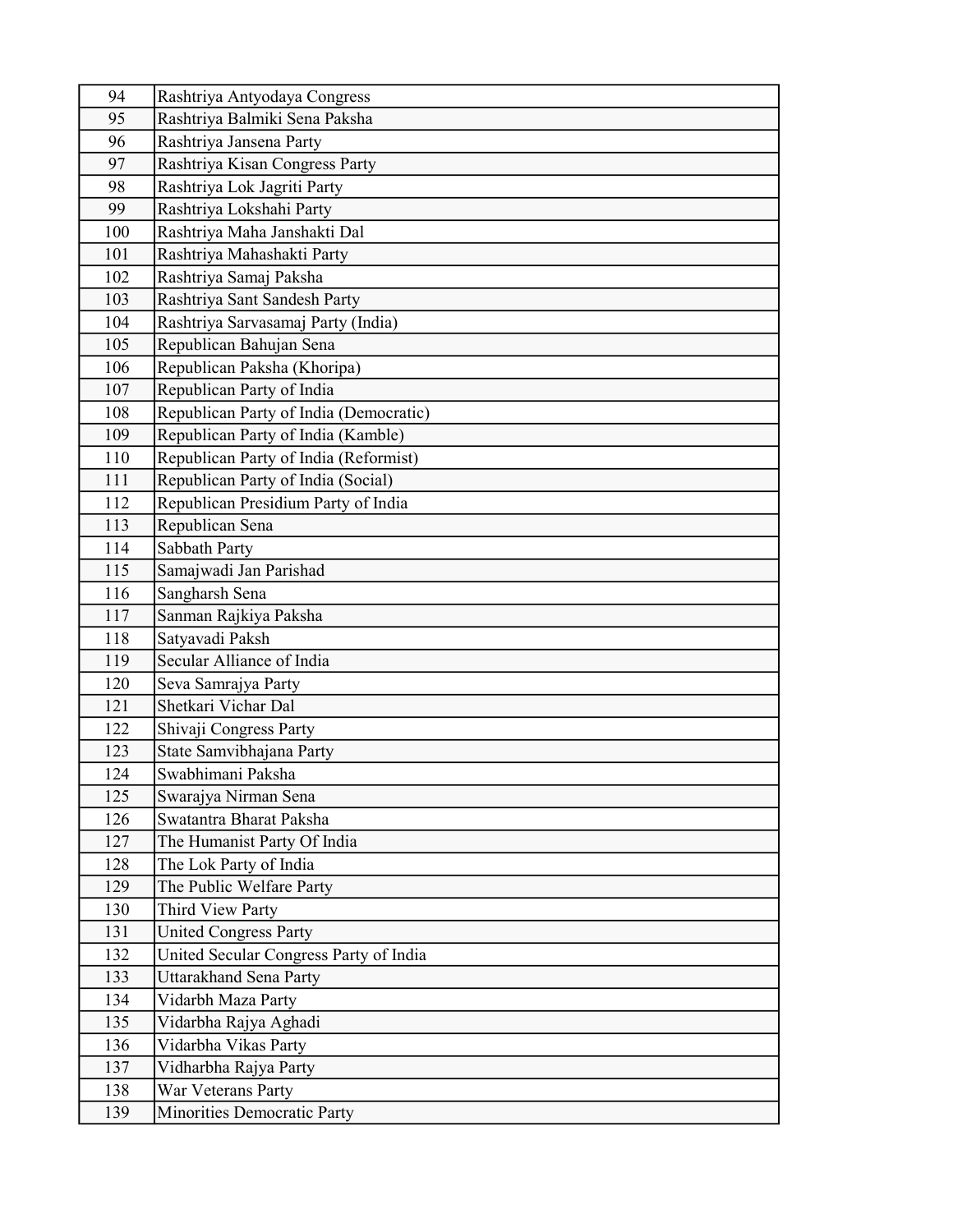| | |
|---|---|
| 94 | Rashtriya Antyodaya Congress |
| 95 | Rashtriya Balmiki Sena Paksha |
| 96 | Rashtriya Jansena Party |
| 97 | Rashtriya Kisan Congress Party |
| 98 | Rashtriya Lok Jagriti Party |
| 99 | Rashtriya Lokshahi Party |
| 100 | Rashtriya Maha Janshakti Dal |
| 101 | Rashtriya Mahashakti Party |
| 102 | Rashtriya Samaj Paksha |
| 103 | Rashtriya Sant Sandesh Party |
| 104 | Rashtriya Sarvasamaj Party (India) |
| 105 | Republican Bahujan Sena |
| 106 | Republican Paksha (Khoripa) |
| 107 | Republican Party of India |
| 108 | Republican Party of India (Democratic) |
| 109 | Republican Party of India (Kamble) |
| 110 | Republican Party of India (Reformist) |
| 111 | Republican Party of India (Social) |
| 112 | Republican Presidium Party of India |
| 113 | Republican Sena |
| 114 | Sabbath Party |
| 115 | Samajwadi Jan Parishad |
| 116 | Sangharsh Sena |
| 117 | Sanman Rajkiya Paksha |
| 118 | Satyavadi Paksh |
| 119 | Secular Alliance of India |
| 120 | Seva Samrajya Party |
| 121 | Shetkari Vichar Dal |
| 122 | Shivaji Congress Party |
| 123 | State Samvibhajana Party |
| 124 | Swabhimani Paksha |
| 125 | Swarajya Nirman Sena |
| 126 | Swatantra Bharat Paksha |
| 127 | The Humanist Party Of India |
| 128 | The Lok Party of India |
| 129 | The Public Welfare Party |
| 130 | Third View Party |
| 131 | United Congress Party |
| 132 | United Secular Congress Party of India |
| 133 | Uttarakhand Sena Party |
| 134 | Vidarbh Maza Party |
| 135 | Vidarbha Rajya Aghadi |
| 136 | Vidarbha Vikas Party |
| 137 | Vidharbha Rajya Party |
| 138 | War Veterans Party |
| 139 | Minorities Democratic Party |